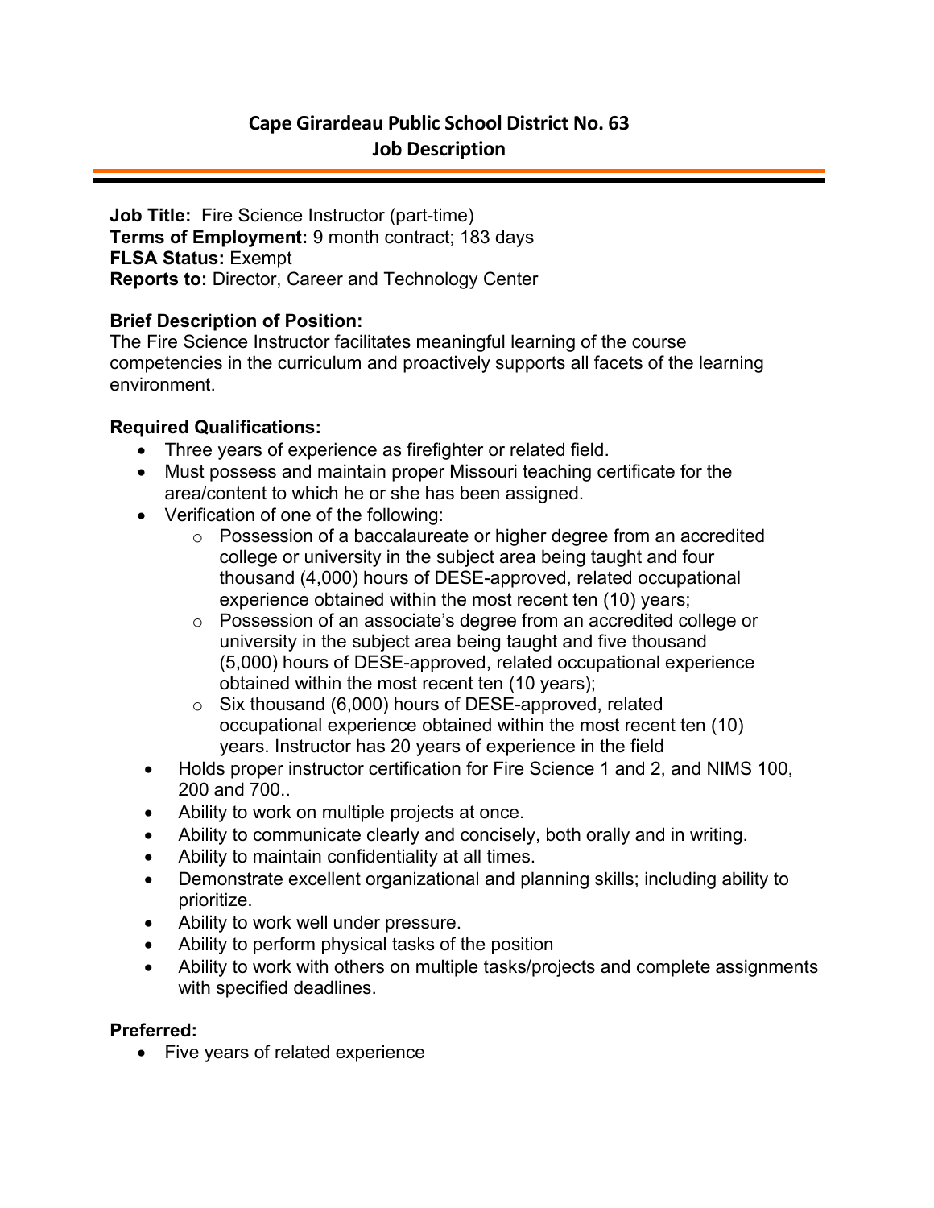# Cape Girardeau Public School District No. 63
## Job Description

**Job Title:** Fire Science Instructor (part-time)
**Terms of Employment:** 9 month contract; 183 days
**FLSA Status:** Exempt
**Reports to:** Director, Career and Technology Center

**Brief Description of Position:**
The Fire Science Instructor facilitates meaningful learning of the course competencies in the curriculum and proactively supports all facets of the learning environment.

**Required Qualifications:**

- Three years of experience as firefighter or related field.
- Must possess and maintain proper Missouri teaching certificate for the area/content to which he or she has been assigned.
- Verification of one of the following:
  - Possession of a baccalaureate or higher degree from an accredited college or university in the subject area being taught and four thousand (4,000) hours of DESE-approved, related occupational experience obtained within the most recent ten (10) years;
  - Possession of an associate's degree from an accredited college or university in the subject area being taught and five thousand (5,000) hours of DESE-approved, related occupational experience obtained within the most recent ten (10 years);
  - Six thousand (6,000) hours of DESE-approved, related occupational experience obtained within the most recent ten (10) years. Instructor has 20 years of experience in the field
- Holds proper instructor certification for Fire Science 1 and 2, and NIMS 100, 200 and 700..
- Ability to work on multiple projects at once.
- Ability to communicate clearly and concisely, both orally and in writing.
- Ability to maintain confidentiality at all times.
- Demonstrate excellent organizational and planning skills; including ability to prioritize.
- Ability to work well under pressure.
- Ability to perform physical tasks of the position
- Ability to work with others on multiple tasks/projects and complete assignments with specified deadlines.

**Preferred:**

- Five years of related experience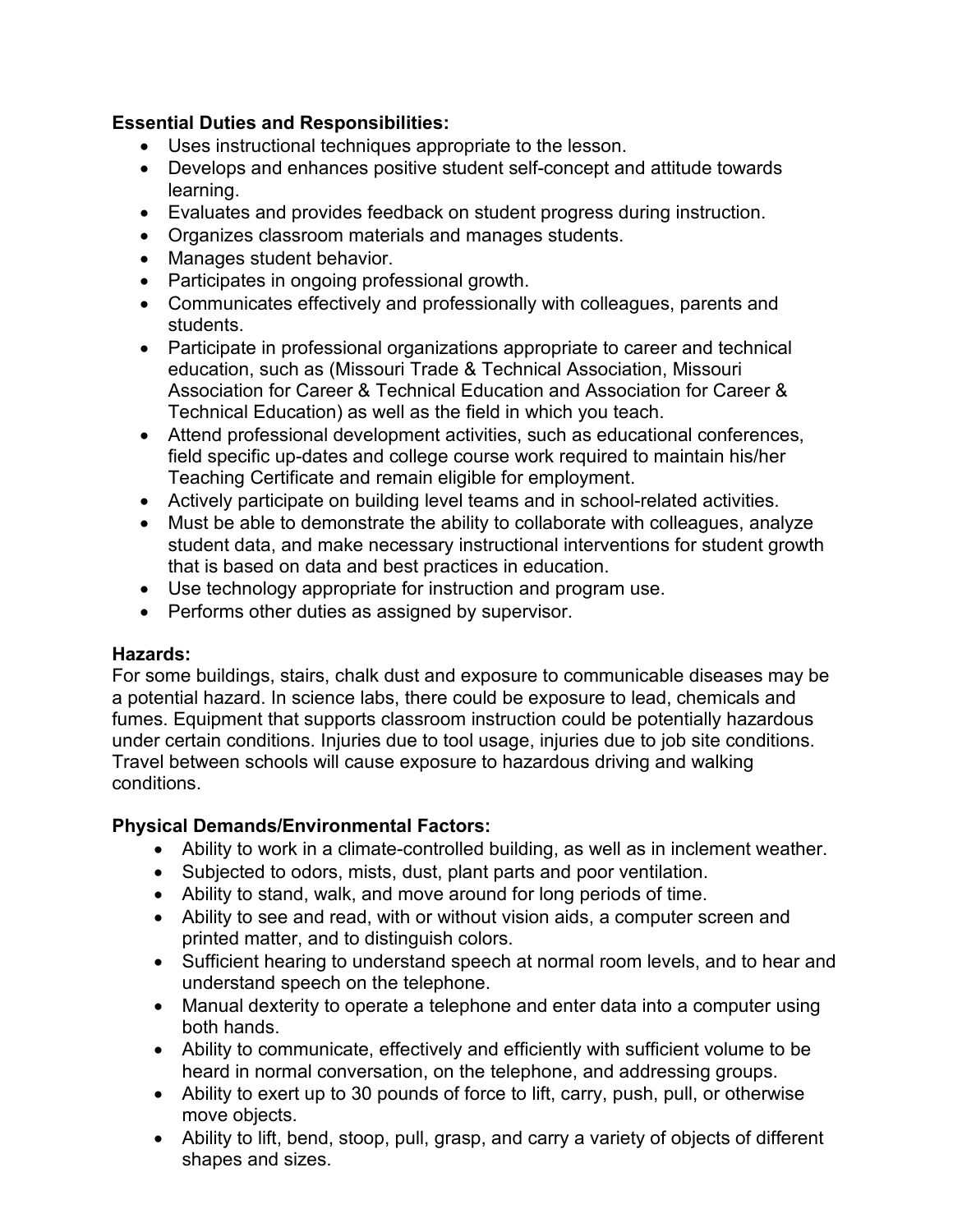**Essential Duties and Responsibilities:**

- Uses instructional techniques appropriate to the lesson.
- Develops and enhances positive student self-concept and attitude towards learning.
- Evaluates and provides feedback on student progress during instruction.
- Organizes classroom materials and manages students.
- Manages student behavior.
- Participates in ongoing professional growth.
- Communicates effectively and professionally with colleagues, parents and students.
- Participate in professional organizations appropriate to career and technical education, such as (Missouri Trade & Technical Association, Missouri Association for Career & Technical Education and Association for Career & Technical Education) as well as the field in which you teach.
- Attend professional development activities, such as educational conferences, field specific up-dates and college course work required to maintain his/her Teaching Certificate and remain eligible for employment.
- Actively participate on building level teams and in school-related activities.
- Must be able to demonstrate the ability to collaborate with colleagues, analyze student data, and make necessary instructional interventions for student growth that is based on data and best practices in education.
- Use technology appropriate for instruction and program use.
- Performs other duties as assigned by supervisor.

**Hazards:**

For some buildings, stairs, chalk dust and exposure to communicable diseases may be a potential hazard. In science labs, there could be exposure to lead, chemicals and fumes. Equipment that supports classroom instruction could be potentially hazardous under certain conditions. Injuries due to tool usage, injuries due to job site conditions. Travel between schools will cause exposure to hazardous driving and walking conditions.

**Physical Demands/Environmental Factors:**

- Ability to work in a climate-controlled building, as well as in inclement weather.
- Subjected to odors, mists, dust, plant parts and poor ventilation.
- Ability to stand, walk, and move around for long periods of time.
- Ability to see and read, with or without vision aids, a computer screen and printed matter, and to distinguish colors.
- Sufficient hearing to understand speech at normal room levels, and to hear and understand speech on the telephone.
- Manual dexterity to operate a telephone and enter data into a computer using both hands.
- Ability to communicate, effectively and efficiently with sufficient volume to be heard in normal conversation, on the telephone, and addressing groups.
- Ability to exert up to 30 pounds of force to lift, carry, push, pull, or otherwise move objects.
- Ability to lift, bend, stoop, pull, grasp, and carry a variety of objects of different shapes and sizes.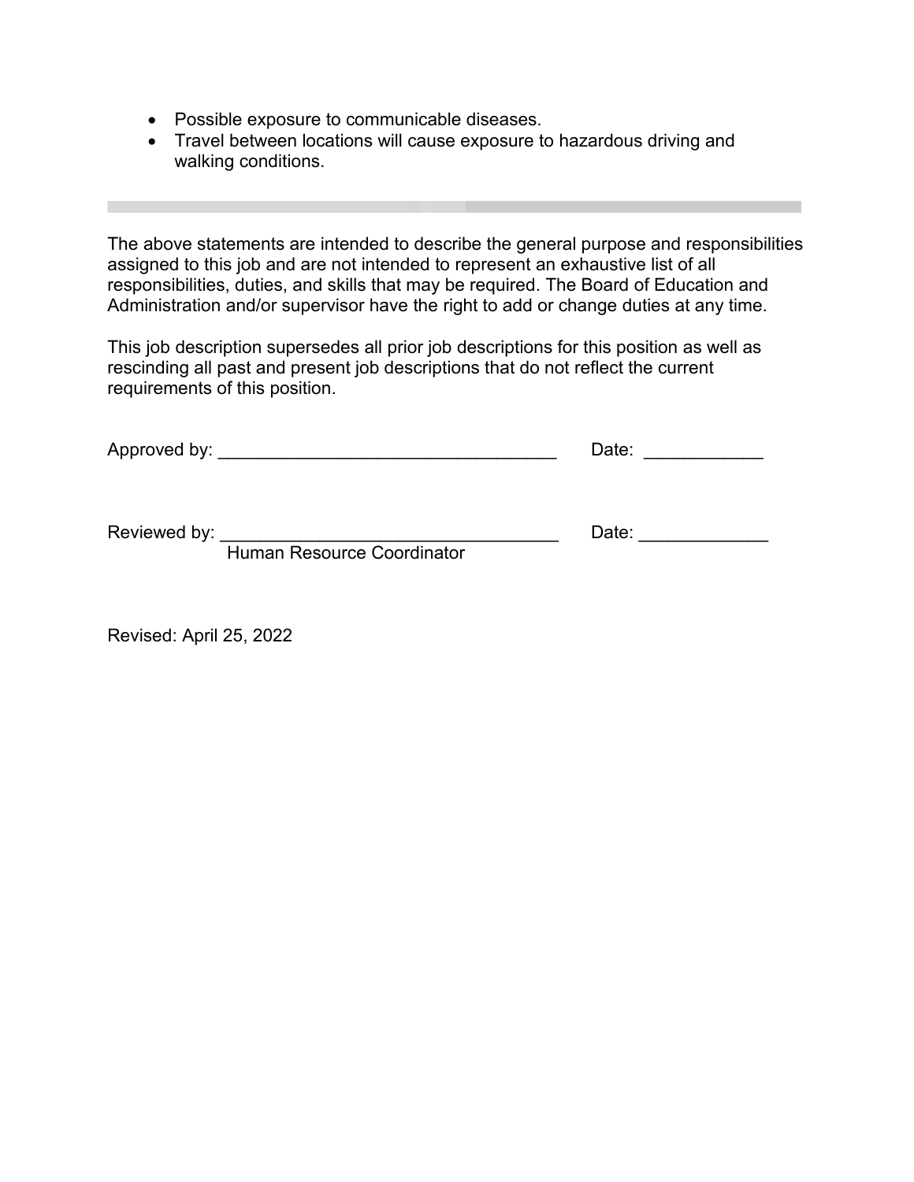- Possible exposure to communicable diseases.
- Travel between locations will cause exposure to hazardous driving and walking conditions.

---

The above statements are intended to describe the general purpose and responsibilities assigned to this job and are not intended to represent an exhaustive list of all responsibilities, duties, and skills that may be required. The Board of Education and Administration and/or supervisor have the right to add or change duties at any time.

This job description supersedes all prior job descriptions for this position as well as rescinding all past and present job descriptions that do not reflect the current requirements of this position.

Approved by: ___________________________________ Date: ____________

Reviewed by: ___________________________________ Date: _____________
Human Resource Coordinator

Revised: April 25, 2022